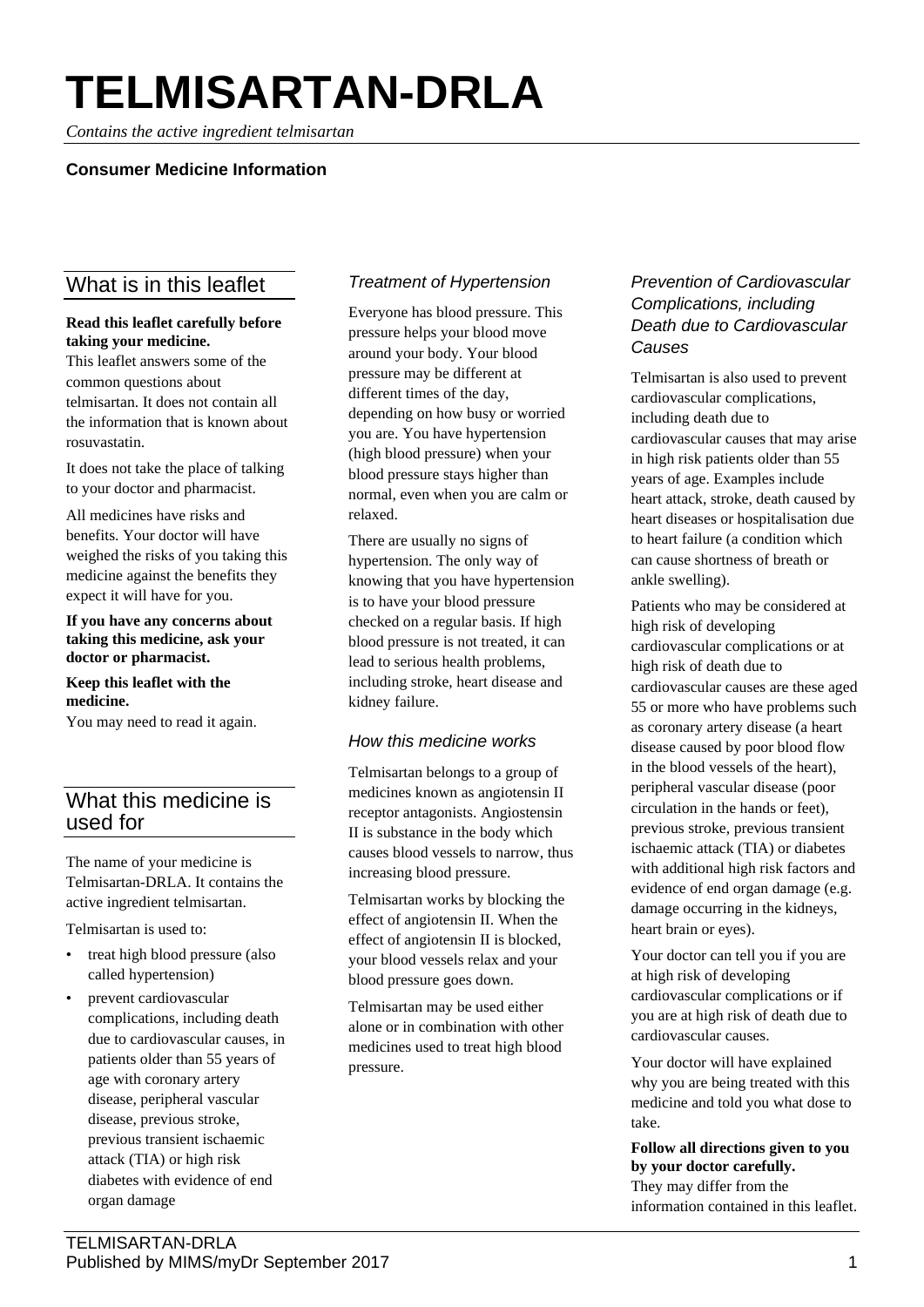# TELMISARTAN-DRLA

*Contains the active ingredient telmisartan*

**Consumer Medicine Information**

## What is in this leaflet

**Read this leaflet carefully before taking your medicine.**
This leaflet answers some of the common questions about telmisartan. It does not contain all the information that is known about rosuvastatin.

It does not take the place of talking to your doctor and pharmacist.

All medicines have risks and benefits. Your doctor will have weighed the risks of you taking this medicine against the benefits they expect it will have for you.

**If you have any concerns about taking this medicine, ask your doctor or pharmacist.**

**Keep this leaflet with the medicine.**
You may need to read it again.

## What this medicine is used for

The name of your medicine is Telmisartan-DRLA. It contains the active ingredient telmisartan.

Telmisartan is used to:

- treat high blood pressure (also called hypertension)
- prevent cardiovascular complications, including death due to cardiovascular causes, in patients older than 55 years of age with coronary artery disease, peripheral vascular disease, previous stroke, previous transient ischaemic attack (TIA) or high risk diabetes with evidence of end organ damage

### *Treatment of Hypertension*

Everyone has blood pressure. This pressure helps your blood move around your body. Your blood pressure may be different at different times of the day, depending on how busy or worried you are. You have hypertension (high blood pressure) when your blood pressure stays higher than normal, even when you are calm or relaxed.

There are usually no signs of hypertension. The only way of knowing that you have hypertension is to have your blood pressure checked on a regular basis. If high blood pressure is not treated, it can lead to serious health problems, including stroke, heart disease and kidney failure.

### *How this medicine works*

Telmisartan belongs to a group of medicines known as angiotensin II receptor antagonists. Angiostensin II is substance in the body which causes blood vessels to narrow, thus increasing blood pressure.

Telmisartan works by blocking the effect of angiotensin II. When the effect of angiotensin II is blocked, your blood vessels relax and your blood pressure goes down.

Telmisartan may be used either alone or in combination with other medicines used to treat high blood pressure.

### *Prevention of Cardiovascular Complications, including Death due to Cardiovascular Causes*

Telmisartan is also used to prevent cardiovascular complications, including death due to cardiovascular causes that may arise in high risk patients older than 55 years of age. Examples include heart attack, stroke, death caused by heart diseases or hospitalisation due to heart failure (a condition which can cause shortness of breath or ankle swelling).

Patients who may be considered at high risk of developing cardiovascular complications or at high risk of death due to cardiovascular causes are these aged 55 or more who have problems such as coronary artery disease (a heart disease caused by poor blood flow in the blood vessels of the heart), peripheral vascular disease (poor circulation in the hands or feet), previous stroke, previous transient ischaemic attack (TIA) or diabetes with additional high risk factors and evidence of end organ damage (e.g. damage occurring in the kidneys, heart brain or eyes).

Your doctor can tell you if you are at high risk of developing cardiovascular complications or if you are at high risk of death due to cardiovascular causes.

Your doctor will have explained why you are being treated with this medicine and told you what dose to take.

**Follow all directions given to you by your doctor carefully.**
They may differ from the information contained in this leaflet.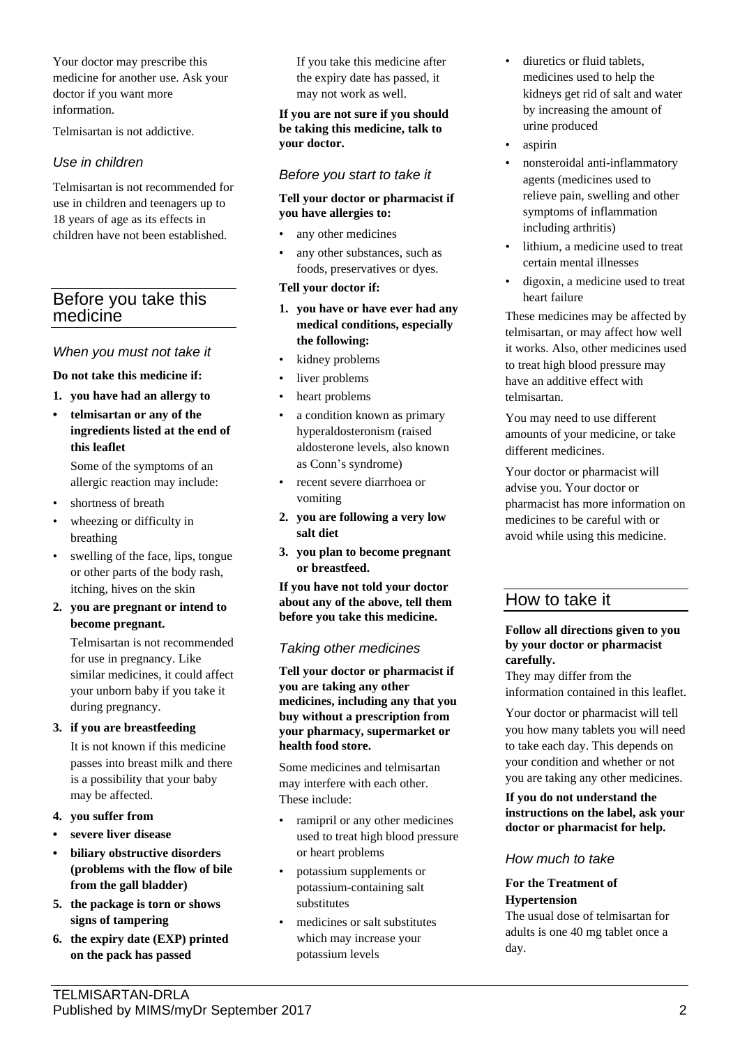Your doctor may prescribe this medicine for another use. Ask your doctor if you want more information.

Telmisartan is not addictive.

### *Use in children*

Telmisartan is not recommended for use in children and teenagers up to 18 years of age as its effects in children have not been established.

## Before you take this medicine

### *When you must not take it*

**Do not take this medicine if:**

1. **you have had an allergy to**

- **telmisartan or any of the ingredients listed at the end of this leaflet**

  Some of the symptoms of an allergic reaction may include:

- shortness of breath
- wheezing or difficulty in breathing
- swelling of the face, lips, tongue or other parts of the body rash, itching, hives on the skin

2. **you are pregnant or intend to become pregnant.**

   Telmisartan is not recommended for use in pregnancy. Like similar medicines, it could affect your unborn baby if you take it during pregnancy.

3. **if you are breastfeeding**

   It is not known if this medicine passes into breast milk and there is a possibility that your baby may be affected.

4. **you suffer from**

- **severe liver disease**
- **biliary obstructive disorders (problems with the flow of bile from the gall bladder)**

5. **the package is torn or shows signs of tampering**
6. **the expiry date (EXP) printed on the pack has passed**

   If you take this medicine after the expiry date has passed, it may not work as well.

**If you are not sure if you should be taking this medicine, talk to your doctor.**

### *Before you start to take it*

**Tell your doctor or pharmacist if you have allergies to:**

- any other medicines
- any other substances, such as foods, preservatives or dyes.

**Tell your doctor if:**

1. **you have or have ever had any medical conditions, especially the following:**

- kidney problems
- liver problems
- heart problems
- a condition known as primary hyperaldosteronism (raised aldosterone levels, also known as Conn's syndrome)
- recent severe diarrhoea or vomiting

2. **you are following a very low salt diet**
3. **you plan to become pregnant or breastfeed.**

**If you have not told your doctor about any of the above, tell them before you take this medicine.**

### *Taking other medicines*

**Tell your doctor or pharmacist if you are taking any other medicines, including any that you buy without a prescription from your pharmacy, supermarket or health food store.**

Some medicines and telmisartan may interfere with each other. These include:

- ramipril or any other medicines used to treat high blood pressure or heart problems
- potassium supplements or potassium-containing salt substitutes
- medicines or salt substitutes which may increase your potassium levels
- diuretics or fluid tablets, medicines used to help the kidneys get rid of salt and water by increasing the amount of urine produced
- aspirin
- nonsteroidal anti-inflammatory agents (medicines used to relieve pain, swelling and other symptoms of inflammation including arthritis)
- lithium, a medicine used to treat certain mental illnesses
- digoxin, a medicine used to treat heart failure

These medicines may be affected by telmisartan, or may affect how well it works. Also, other medicines used to treat high blood pressure may have an additive effect with telmisartan.

You may need to use different amounts of your medicine, or take different medicines.

Your doctor or pharmacist will advise you. Your doctor or pharmacist has more information on medicines to be careful with or avoid while using this medicine.

## How to take it

**Follow all directions given to you by your doctor or pharmacist carefully.**

They may differ from the information contained in this leaflet.

Your doctor or pharmacist will tell you how many tablets you will need to take each day. This depends on your condition and whether or not you are taking any other medicines.

**If you do not understand the instructions on the label, ask your doctor or pharmacist for help.**

### *How much to take*

**For the Treatment of Hypertension**

The usual dose of telmisartan for adults is one 40 mg tablet once a day.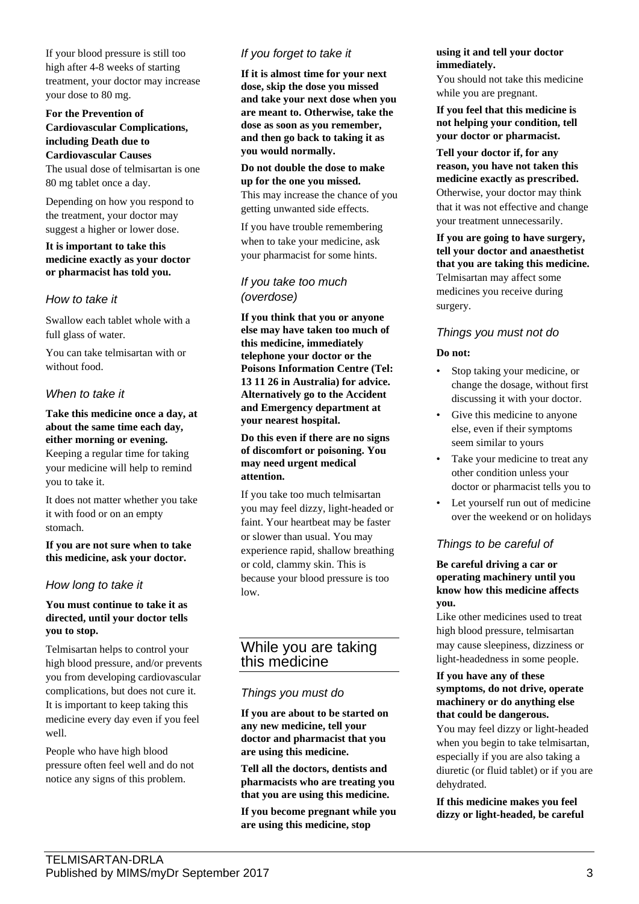If your blood pressure is still too high after 4-8 weeks of starting treatment, your doctor may increase your dose to 80 mg.

**For the Prevention of Cardiovascular Complications, including Death due to Cardiovascular Causes**

The usual dose of telmisartan is one 80 mg tablet once a day.

Depending on how you respond to the treatment, your doctor may suggest a higher or lower dose.

**It is important to take this medicine exactly as your doctor or pharmacist has told you.**

### *How to take it*

Swallow each tablet whole with a full glass of water.

You can take telmisartan with or without food.

### *When to take it*

**Take this medicine once a day, at about the same time each day, either morning or evening.**

Keeping a regular time for taking your medicine will help to remind you to take it.

It does not matter whether you take it with food or on an empty stomach.

**If you are not sure when to take this medicine, ask your doctor.**

### *How long to take it*

**You must continue to take it as directed, until your doctor tells you to stop.**

Telmisartan helps to control your high blood pressure, and/or prevents you from developing cardiovascular complications, but does not cure it. It is important to keep taking this medicine every day even if you feel well.

People who have high blood pressure often feel well and do not notice any signs of this problem.

### *If you forget to take it*

**If it is almost time for your next dose, skip the dose you missed and take your next dose when you are meant to. Otherwise, take the dose as soon as you remember, and then go back to taking it as you would normally.**

**Do not double the dose to make up for the one you missed.**

This may increase the chance of you getting unwanted side effects.

If you have trouble remembering when to take your medicine, ask your pharmacist for some hints.

### *If you take too much (overdose)*

**If you think that you or anyone else may have taken too much of this medicine, immediately telephone your doctor or the Poisons Information Centre (Tel: 13 11 26 in Australia) for advice. Alternatively go to the Accident and Emergency department at your nearest hospital.**

**Do this even if there are no signs of discomfort or poisoning. You may need urgent medical attention.**

If you take too much telmisartan you may feel dizzy, light-headed or faint. Your heartbeat may be faster or slower than usual. You may experience rapid, shallow breathing or cold, clammy skin. This is because your blood pressure is too low.

## While you are taking this medicine

### *Things you must do*

**If you are about to be started on any new medicine, tell your doctor and pharmacist that you are using this medicine.**

**Tell all the doctors, dentists and pharmacists who are treating you that you are using this medicine.**

**If you become pregnant while you are using this medicine, stop using it and tell your doctor immediately.**

You should not take this medicine while you are pregnant.

**If you feel that this medicine is not helping your condition, tell your doctor or pharmacist.**

**Tell your doctor if, for any reason, you have not taken this medicine exactly as prescribed.**

Otherwise, your doctor may think that it was not effective and change your treatment unnecessarily.

**If you are going to have surgery, tell your doctor and anaesthetist that you are taking this medicine.**

Telmisartan may affect some medicines you receive during surgery.

### *Things you must not do*

**Do not:**

- Stop taking your medicine, or change the dosage, without first discussing it with your doctor.
- Give this medicine to anyone else, even if their symptoms seem similar to yours
- Take your medicine to treat any other condition unless your doctor or pharmacist tells you to
- Let yourself run out of medicine over the weekend or on holidays

### *Things to be careful of*

**Be careful driving a car or operating machinery until you know how this medicine affects you.**

Like other medicines used to treat high blood pressure, telmisartan may cause sleepiness, dizziness or light-headedness in some people.

**If you have any of these symptoms, do not drive, operate machinery or do anything else that could be dangerous.**

You may feel dizzy or light-headed when you begin to take telmisartan, especially if you are also taking a diuretic (or fluid tablet) or if you are dehydrated.

**If this medicine makes you feel dizzy or light-headed, be careful**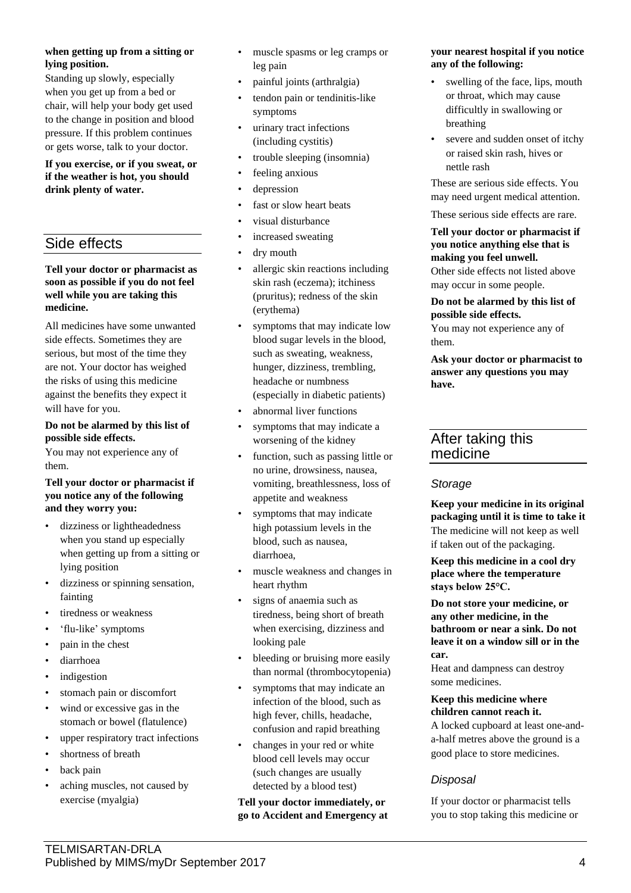**when getting up from a sitting or lying position.**

Standing up slowly, especially when you get up from a bed or chair, will help your body get used to the change in position and blood pressure. If this problem continues or gets worse, talk to your doctor.

**If you exercise, or if you sweat, or if the weather is hot, you should drink plenty of water.**

## Side effects

**Tell your doctor or pharmacist as soon as possible if you do not feel well while you are taking this medicine.**

All medicines have some unwanted side effects. Sometimes they are serious, but most of the time they are not. Your doctor has weighed the risks of using this medicine against the benefits they expect it will have for you.

**Do not be alarmed by this list of possible side effects.**

You may not experience any of them.

**Tell your doctor or pharmacist if you notice any of the following and they worry you:**

- dizziness or lightheadedness when you stand up especially when getting up from a sitting or lying position
- dizziness or spinning sensation, fainting
- tiredness or weakness
- 'flu-like' symptoms
- pain in the chest
- diarrhoea
- indigestion
- stomach pain or discomfort
- wind or excessive gas in the stomach or bowel (flatulence)
- upper respiratory tract infections
- shortness of breath
- back pain
- aching muscles, not caused by exercise (myalgia)
- muscle spasms or leg cramps or leg pain
- painful joints (arthralgia)
- tendon pain or tendinitis-like symptoms
- urinary tract infections (including cystitis)
- trouble sleeping (insomnia)
- feeling anxious
- depression
- fast or slow heart beats
- visual disturbance
- increased sweating
- dry mouth
- allergic skin reactions including skin rash (eczema); itchiness (pruritus); redness of the skin (erythema)
- symptoms that may indicate low blood sugar levels in the blood, such as sweating, weakness, hunger, dizziness, trembling, headache or numbness (especially in diabetic patients)
- abnormal liver functions
- symptoms that may indicate a worsening of the kidney
- function, such as passing little or no urine, drowsiness, nausea, vomiting, breathlessness, loss of appetite and weakness
- symptoms that may indicate high potassium levels in the blood, such as nausea, diarrhoea,
- muscle weakness and changes in heart rhythm
- signs of anaemia such as tiredness, being short of breath when exercising, dizziness and looking pale
- bleeding or bruising more easily than normal (thrombocytopenia)
- symptoms that may indicate an infection of the blood, such as high fever, chills, headache, confusion and rapid breathing
- changes in your red or white blood cell levels may occur (such changes are usually detected by a blood test)

**Tell your doctor immediately, or go to Accident and Emergency at your nearest hospital if you notice any of the following:**

- swelling of the face, lips, mouth or throat, which may cause difficultly in swallowing or breathing
- severe and sudden onset of itchy or raised skin rash, hives or nettle rash

These are serious side effects. You may need urgent medical attention.

These serious side effects are rare.

**Tell your doctor or pharmacist if you notice anything else that is making you feel unwell.**

Other side effects not listed above may occur in some people.

**Do not be alarmed by this list of possible side effects.**

You may not experience any of them.

**Ask your doctor or pharmacist to answer any questions you may have.**

## After taking this medicine

### *Storage*

**Keep your medicine in its original packaging until it is time to take it**

The medicine will not keep as well if taken out of the packaging.

**Keep this medicine in a cool dry place where the temperature stays below 25°C.**

**Do not store your medicine, or any other medicine, in the bathroom or near a sink. Do not leave it on a window sill or in the car.**

Heat and dampness can destroy some medicines.

**Keep this medicine where children cannot reach it.**

A locked cupboard at least one-and-a-half metres above the ground is a good place to store medicines.

### *Disposal*

If your doctor or pharmacist tells you to stop taking this medicine or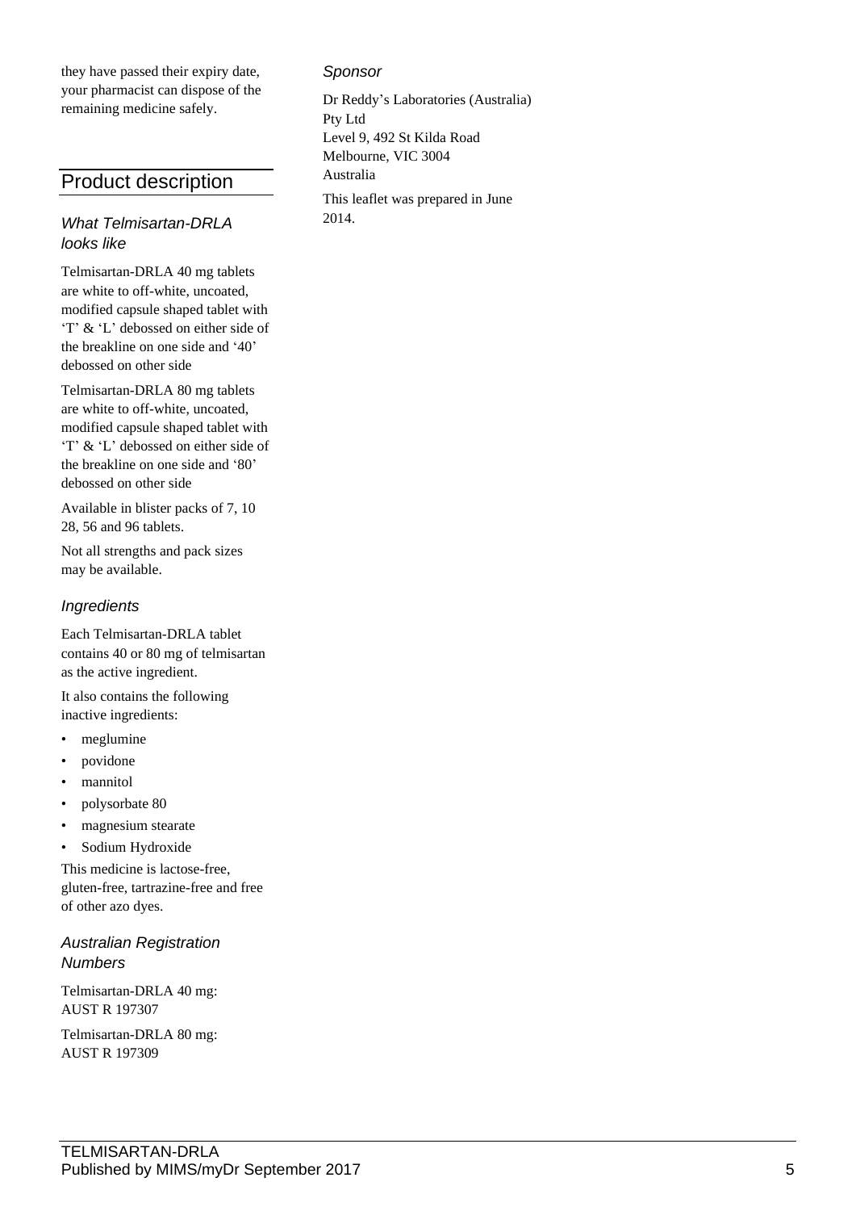they have passed their expiry date, your pharmacist can dispose of the remaining medicine safely.

## Product description

### *What Telmisartan-DRLA looks like*

Telmisartan-DRLA 40 mg tablets are white to off-white, uncoated, modified capsule shaped tablet with 'T' & 'L' debossed on either side of the breakline on one side and '40' debossed on other side

Telmisartan-DRLA 80 mg tablets are white to off-white, uncoated, modified capsule shaped tablet with 'T' & 'L' debossed on either side of the breakline on one side and '80' debossed on other side

Available in blister packs of 7, 10 28, 56 and 96 tablets.

Not all strengths and pack sizes may be available.

### *Ingredients*

Each Telmisartan-DRLA tablet contains 40 or 80 mg of telmisartan as the active ingredient.

It also contains the following inactive ingredients:

- meglumine
- povidone
- mannitol
- polysorbate 80
- magnesium stearate
- Sodium Hydroxide

This medicine is lactose-free, gluten-free, tartrazine-free and free of other azo dyes.

### *Australian Registration Numbers*

Telmisartan-DRLA 40 mg: AUST R 197307

Telmisartan-DRLA 80 mg: AUST R 197309

### *Sponsor*

Dr Reddy's Laboratories (Australia) Pty Ltd
Level 9, 492 St Kilda Road
Melbourne, VIC 3004
Australia

This leaflet was prepared in June 2014.